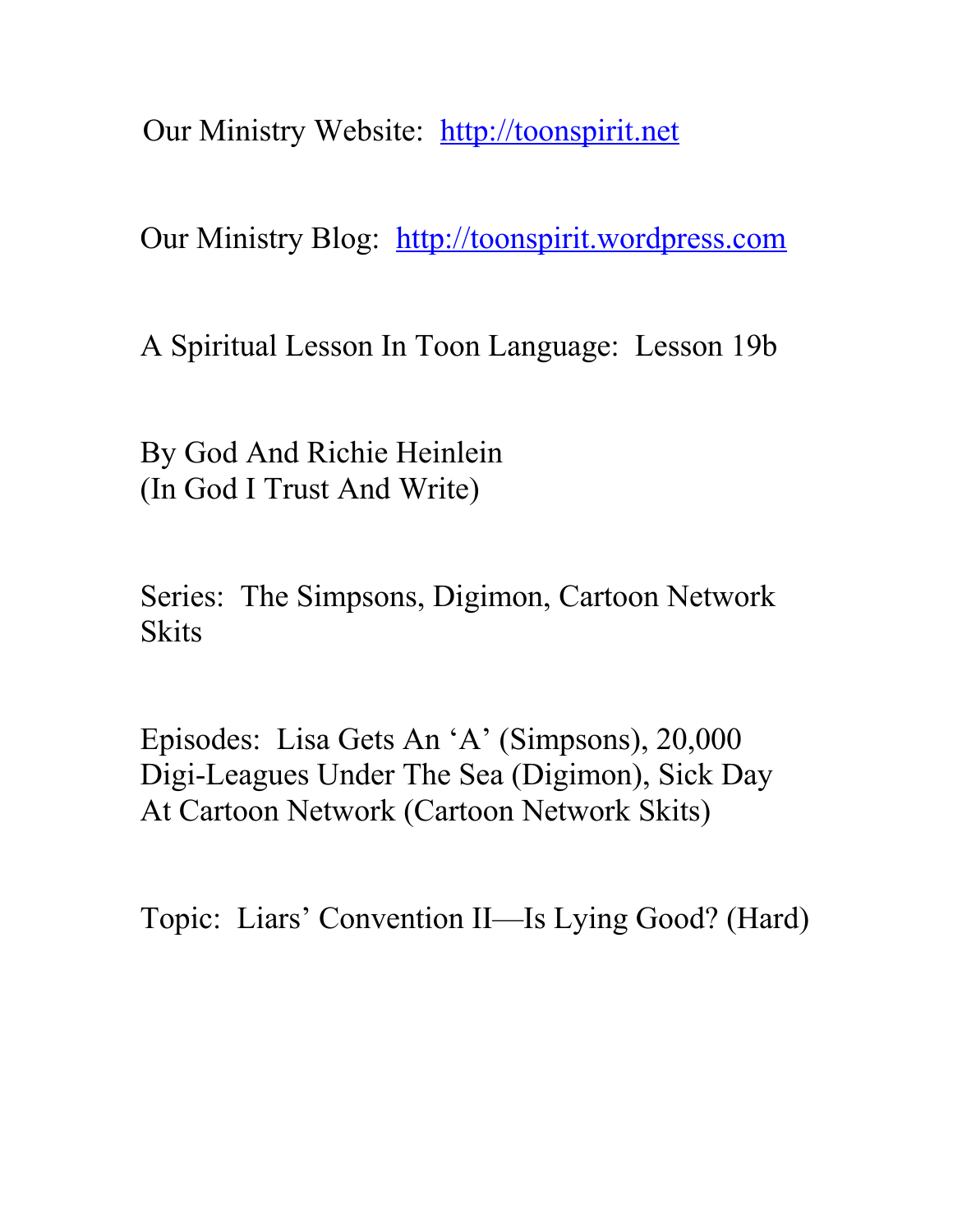Our Ministry Website: [http://toonspirit.net](http://toonspirit.net)

Our Ministry Blog: [http://toonspirit.wordpress.com](http://toonspirit.wordpress.com)

A Spiritual Lesson In Toon Language: Lesson 19b

By God And Richie Heinlein
(In God I Trust And Write)

Series: The Simpsons, Digimon, Cartoon Network Skits

Episodes: Lisa Gets An 'A' (Simpsons), 20,000 Digi-Leagues Under The Sea (Digimon), Sick Day At Cartoon Network (Cartoon Network Skits)

Topic: Liars' Convention II—Is Lying Good? (Hard)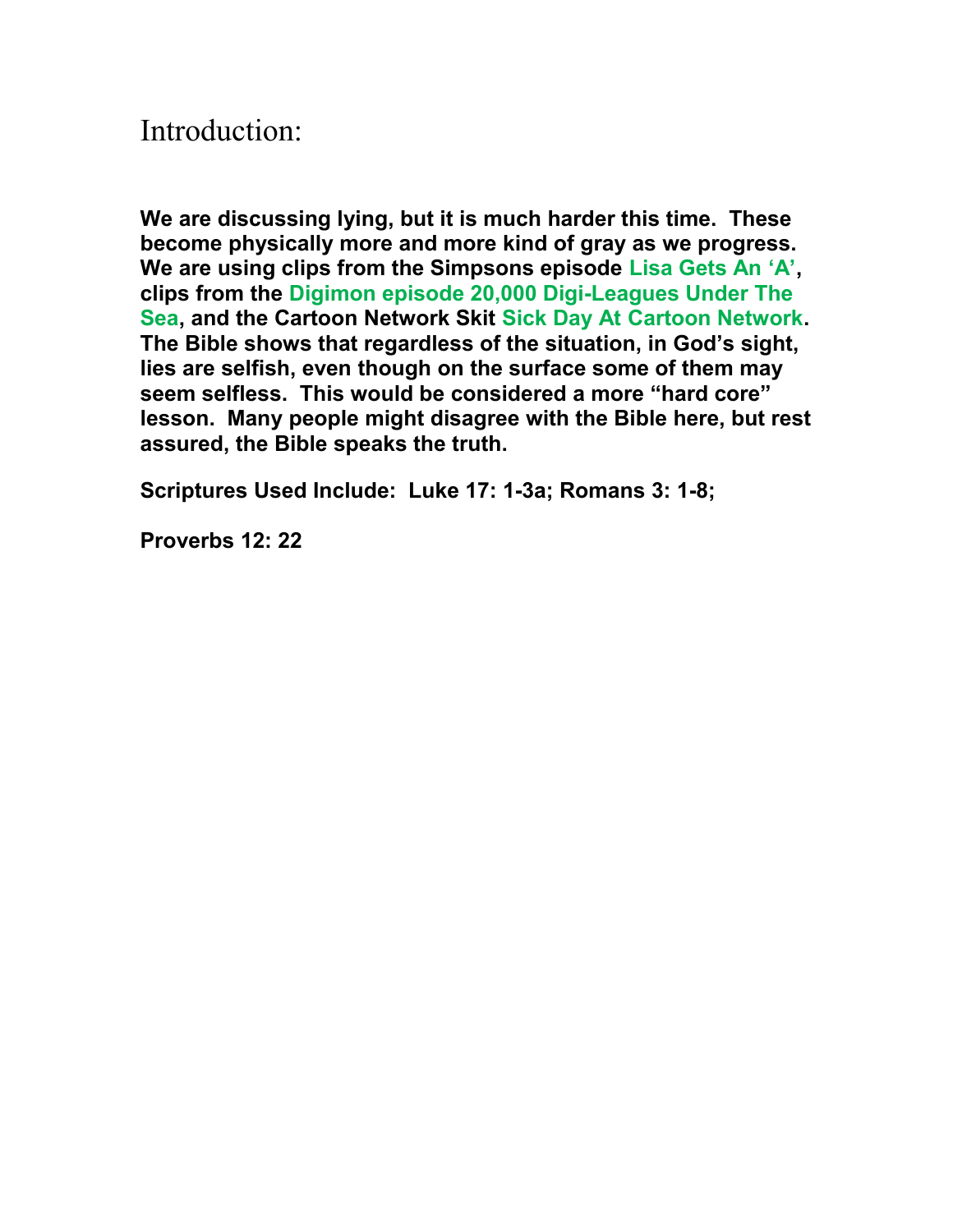# Introduction:

**We are discussing lying, but it is much harder this time. These become physically more and more kind of gray as we progress. We are using clips from the Simpsons episode Lisa Gets An 'A', clips from the Digimon episode 20,000 Digi-Leagues Under The Sea, and the Cartoon Network Skit Sick Day At Cartoon Network. The Bible shows that regardless of the situation, in God's sight, lies are selfish, even though on the surface some of them may seem selfless. This would be considered a more "hard core" lesson. Many people might disagree with the Bible here, but rest assured, the Bible speaks the truth.**

**Scriptures Used Include: Luke 17: 1-3a; Romans 3: 1-8;**

**Proverbs 12: 22**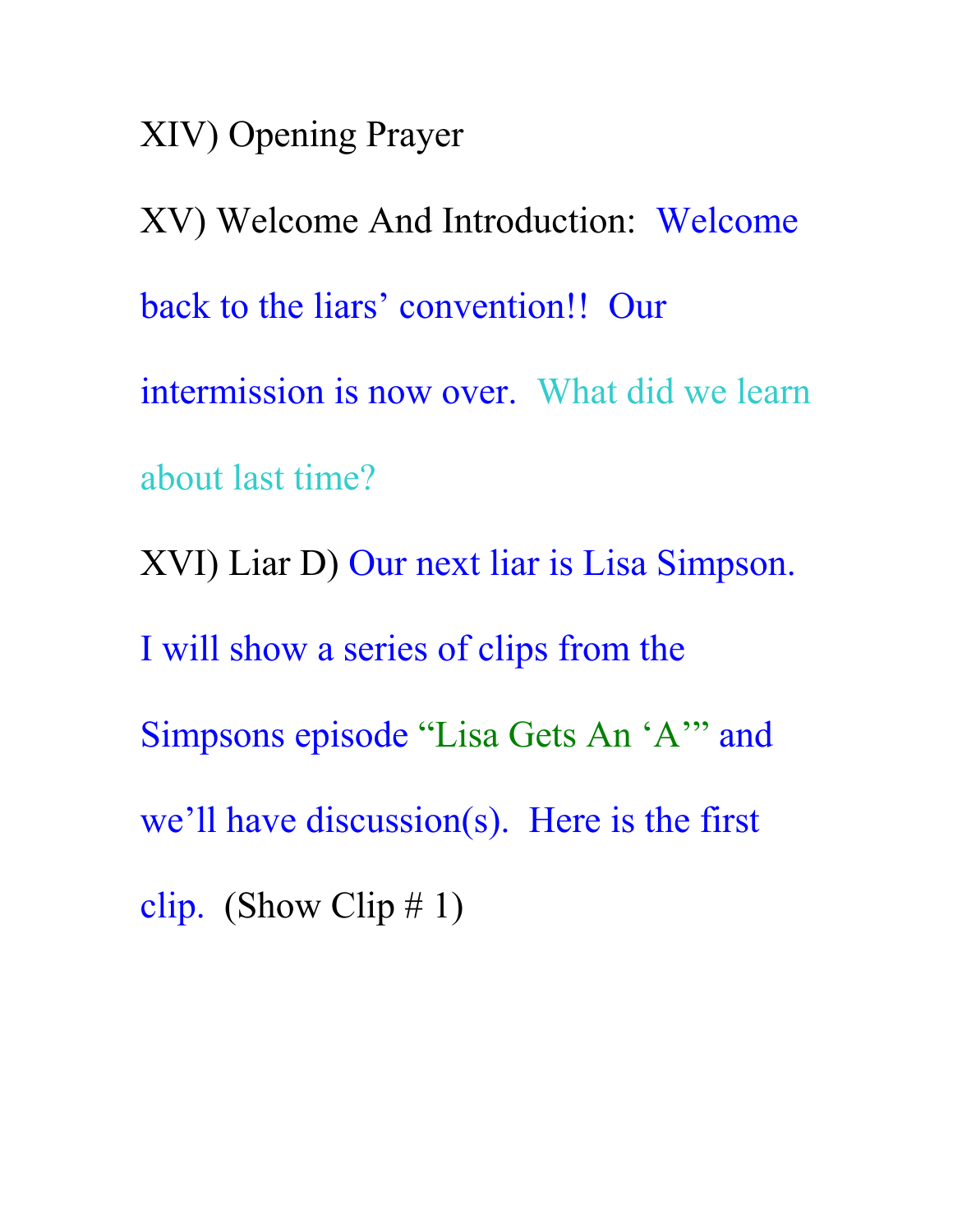XIV) Opening Prayer

XV) Welcome And Introduction: Welcome back to the liars' convention!! Our intermission is now over. What did we learn about last time?

XVI) Liar D) Our next liar is Lisa Simpson. I will show a series of clips from the Simpsons episode "Lisa Gets An 'A'" and we'll have discussion(s). Here is the first clip. (Show Clip # 1)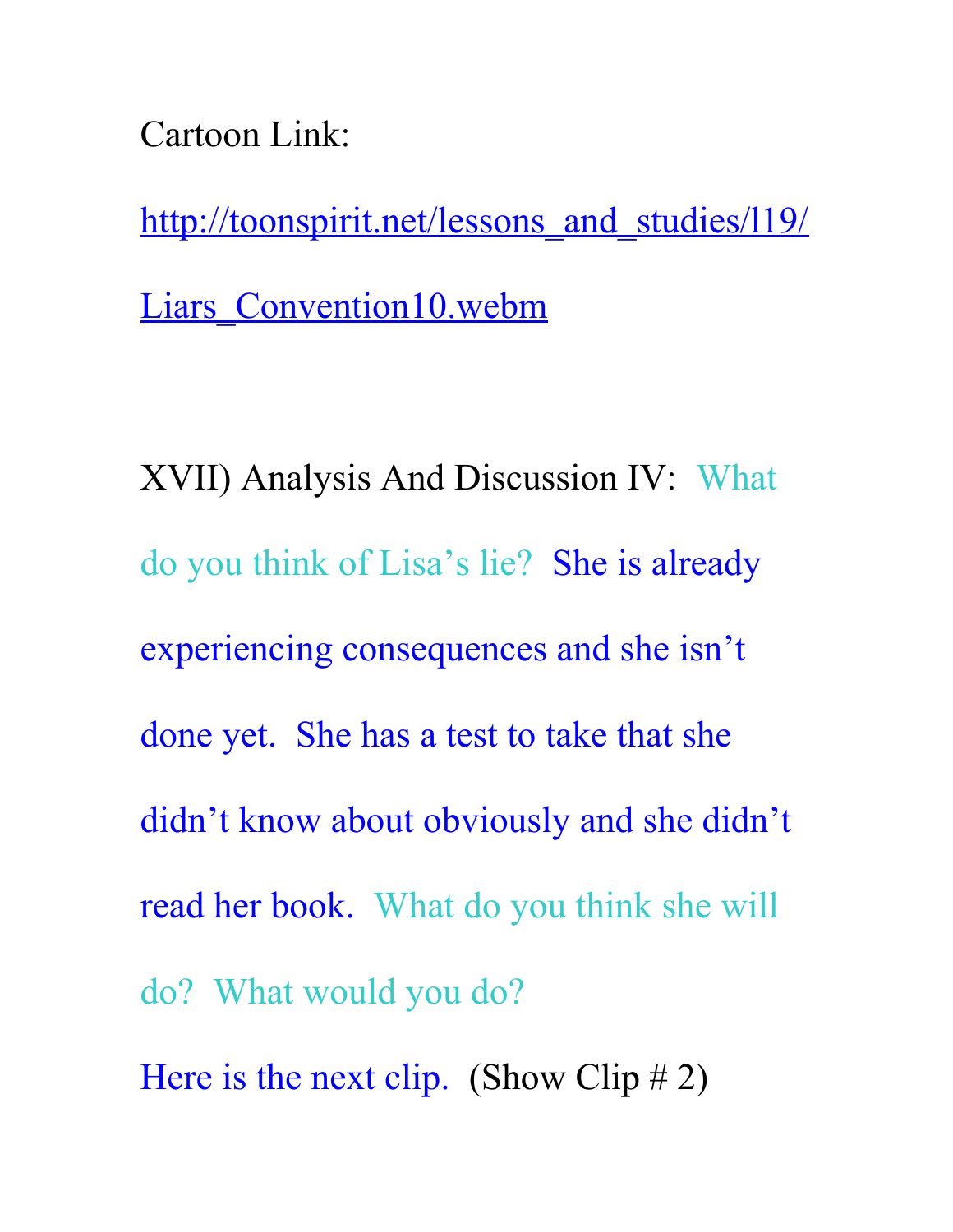Cartoon Link:

[http://toonspirit.net/lessons_and_studies/l19/Liars_Convention10.webm](http://toonspirit.net/lessons_and_studies/l19/Liars_Convention10.webm)

XVII) Analysis And Discussion IV: What do you think of Lisa's lie? She is already experiencing consequences and she isn't done yet. She has a test to take that she didn't know about obviously and she didn't read her book. What do you think she will do? What would you do?

Here is the next clip. (Show Clip # 2)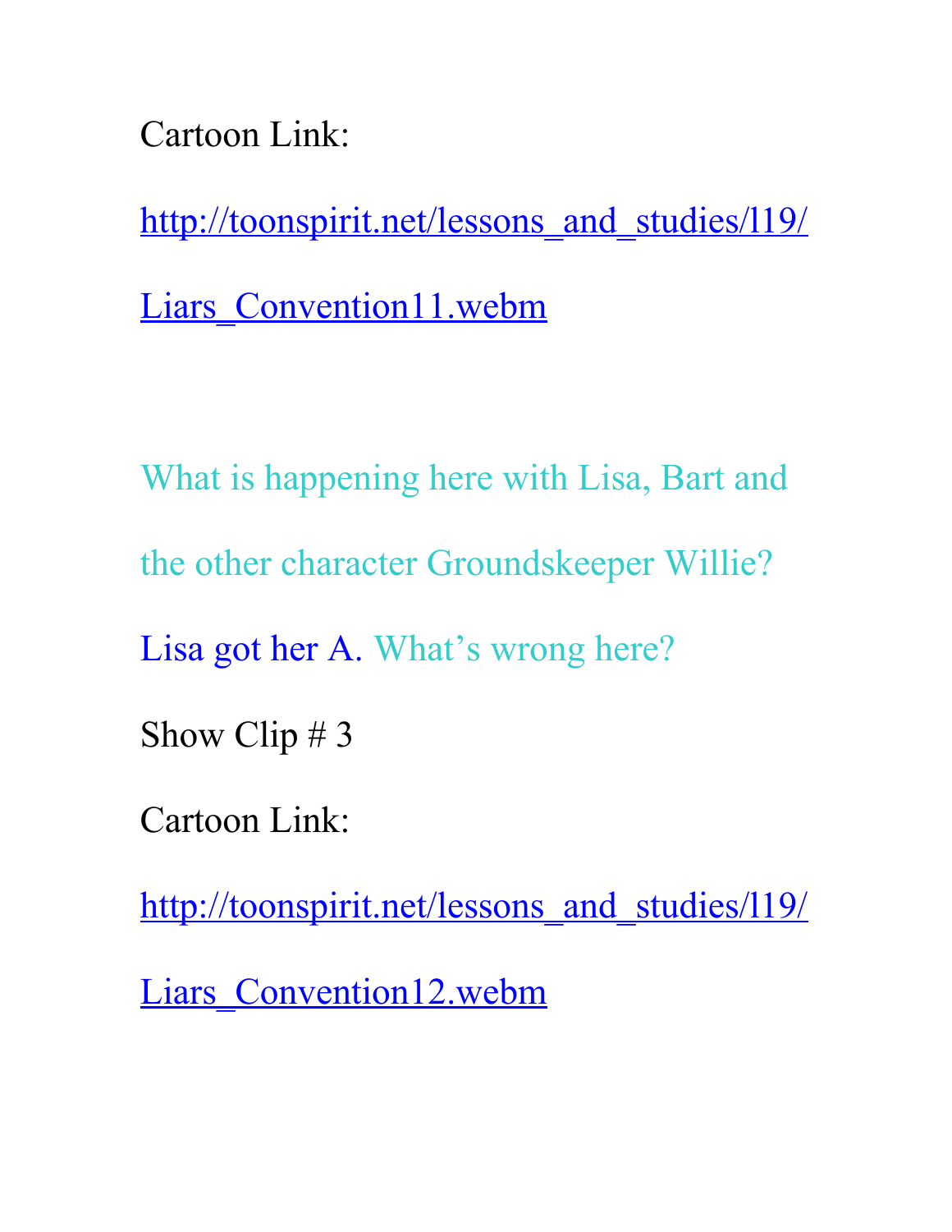Cartoon Link:

http://toonspirit.net/lessons_and_studies/l19/Liars_Convention11.webm

What is happening here with Lisa, Bart and the other character Groundskeeper Willie?

Lisa got her A. What's wrong here?

Show Clip # 3

Cartoon Link:

http://toonspirit.net/lessons_and_studies/l19/Liars_Convention12.webm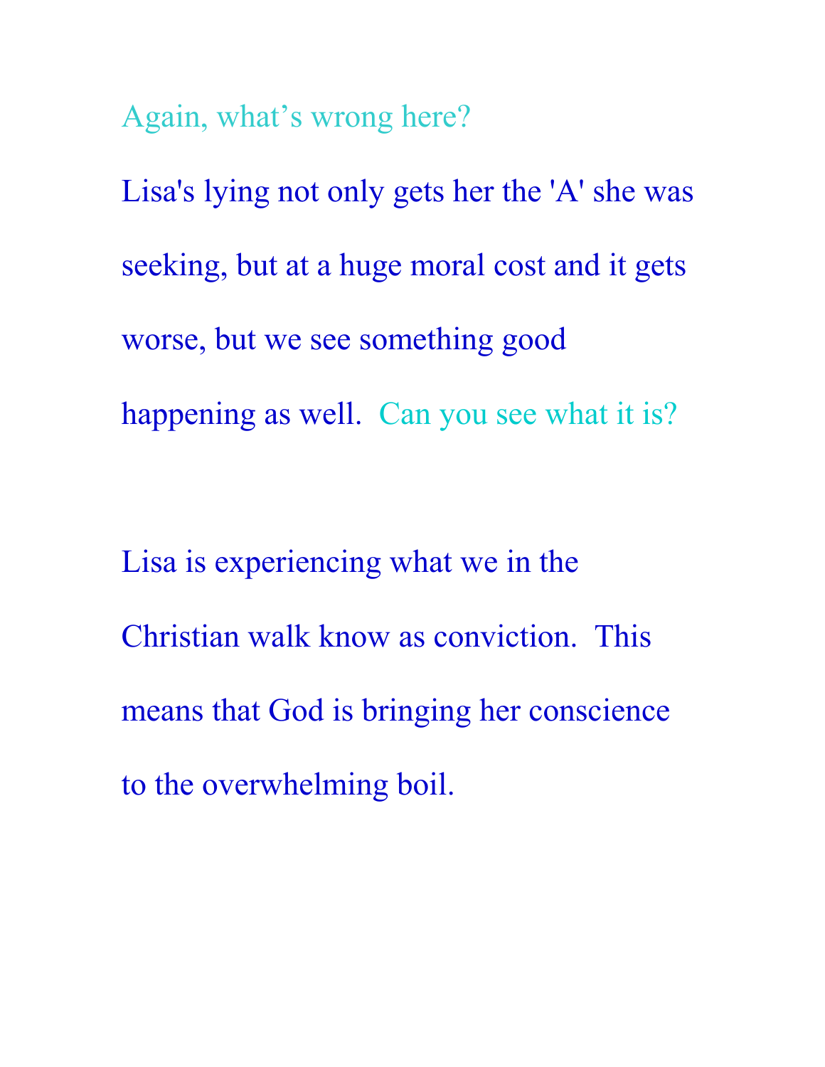Again, what's wrong here?

Lisa's lying not only gets her the 'A' she was seeking, but at a huge moral cost and it gets worse, but we see something good happening as well. Can you see what it is?

Lisa is experiencing what we in the Christian walk know as conviction. This means that God is bringing her conscience to the overwhelming boil.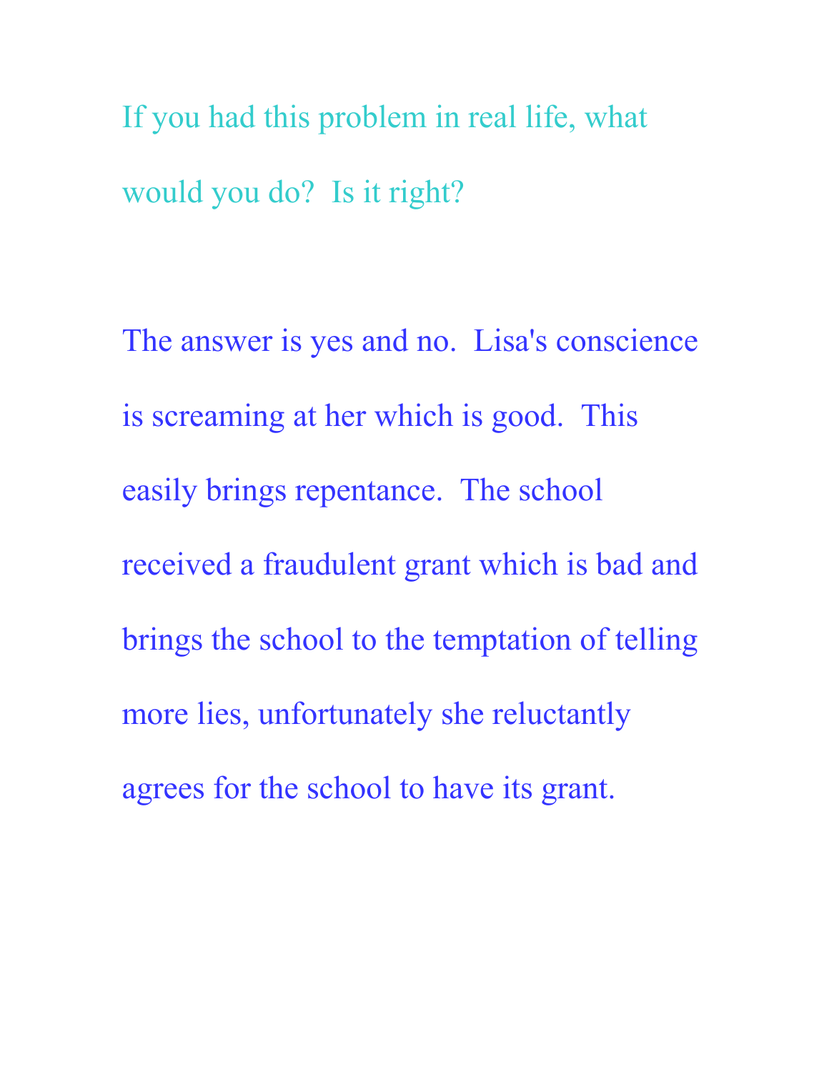If you had this problem in real life, what would you do?  Is it right?

The answer is yes and no.  Lisa's conscience is screaming at her which is good.  This easily brings repentance.  The school received a fraudulent grant which is bad and brings the school to the temptation of telling more lies, unfortunately she reluctantly agrees for the school to have its grant.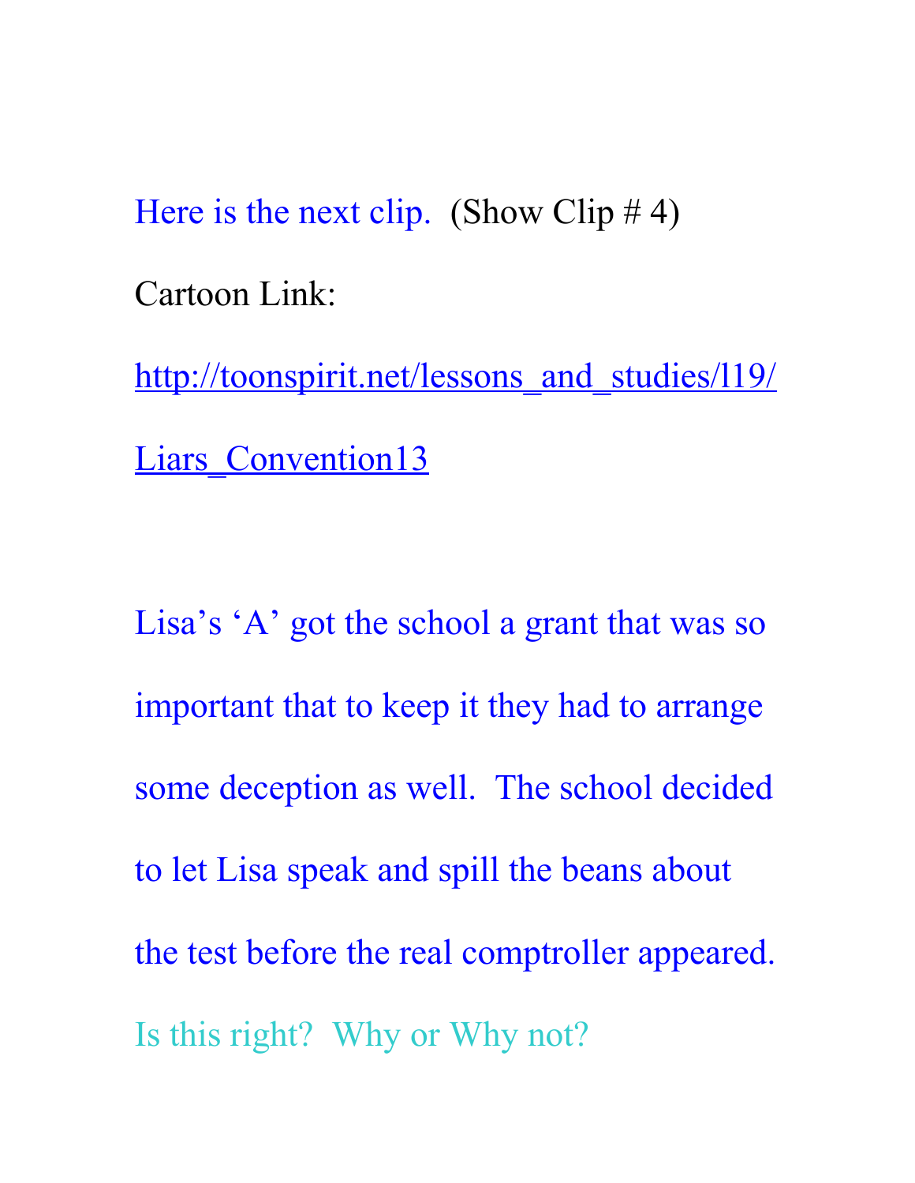Here is the next clip.  (Show Clip # 4)

Cartoon Link:

http://toonspirit.net/lessons_and_studies/l19/Liars_Convention13

Lisa's 'A' got the school a grant that was so important that to keep it they had to arrange some deception as well.  The school decided to let Lisa speak and spill the beans about the test before the real comptroller appeared.  Is this right?  Why or Why not?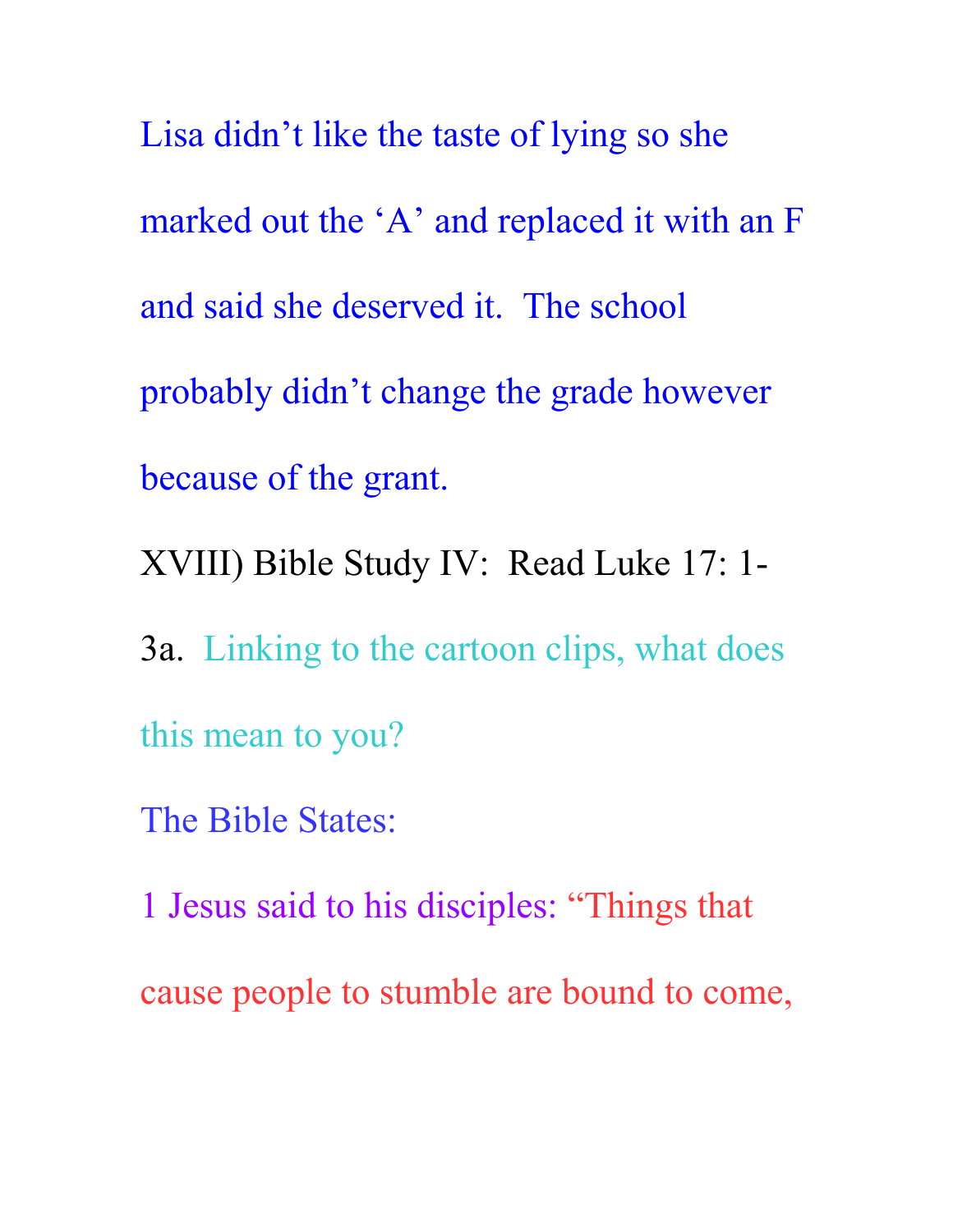Lisa didn’t like the taste of lying so she marked out the ‘A’ and replaced it with an F and said she deserved it.  The school probably didn’t change the grade however because of the grant.

XVIII) Bible Study IV:  Read Luke 17: 1-3a.  Linking to the cartoon clips, what does this mean to you?

The Bible States:

1 Jesus said to his disciples: “Things that cause people to stumble are bound to come,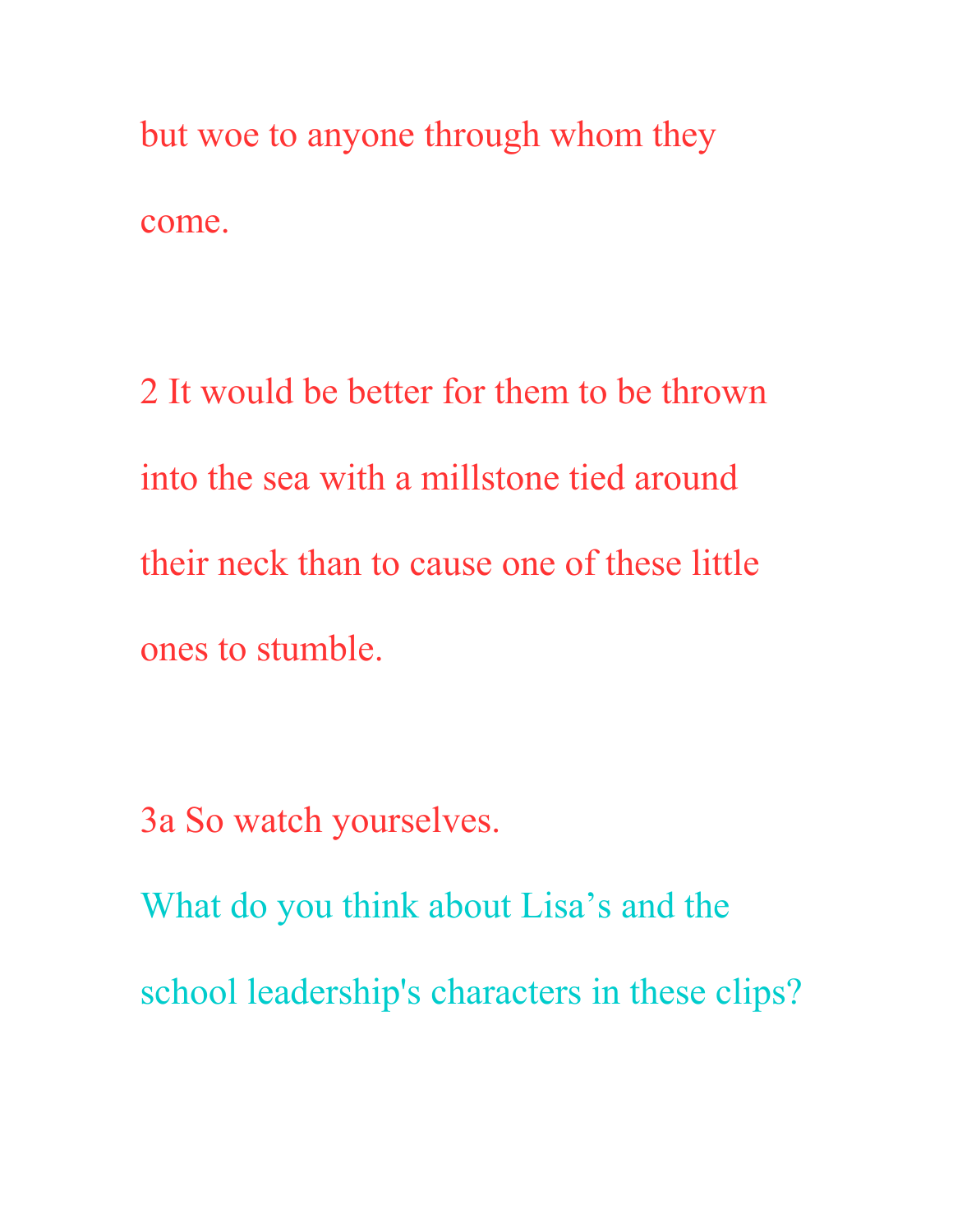but woe to anyone through whom they come.

2 It would be better for them to be thrown into the sea with a millstone tied around their neck than to cause one of these little ones to stumble.

3a So watch yourselves.

What do you think about Lisa’s and the school leadership's characters in these clips?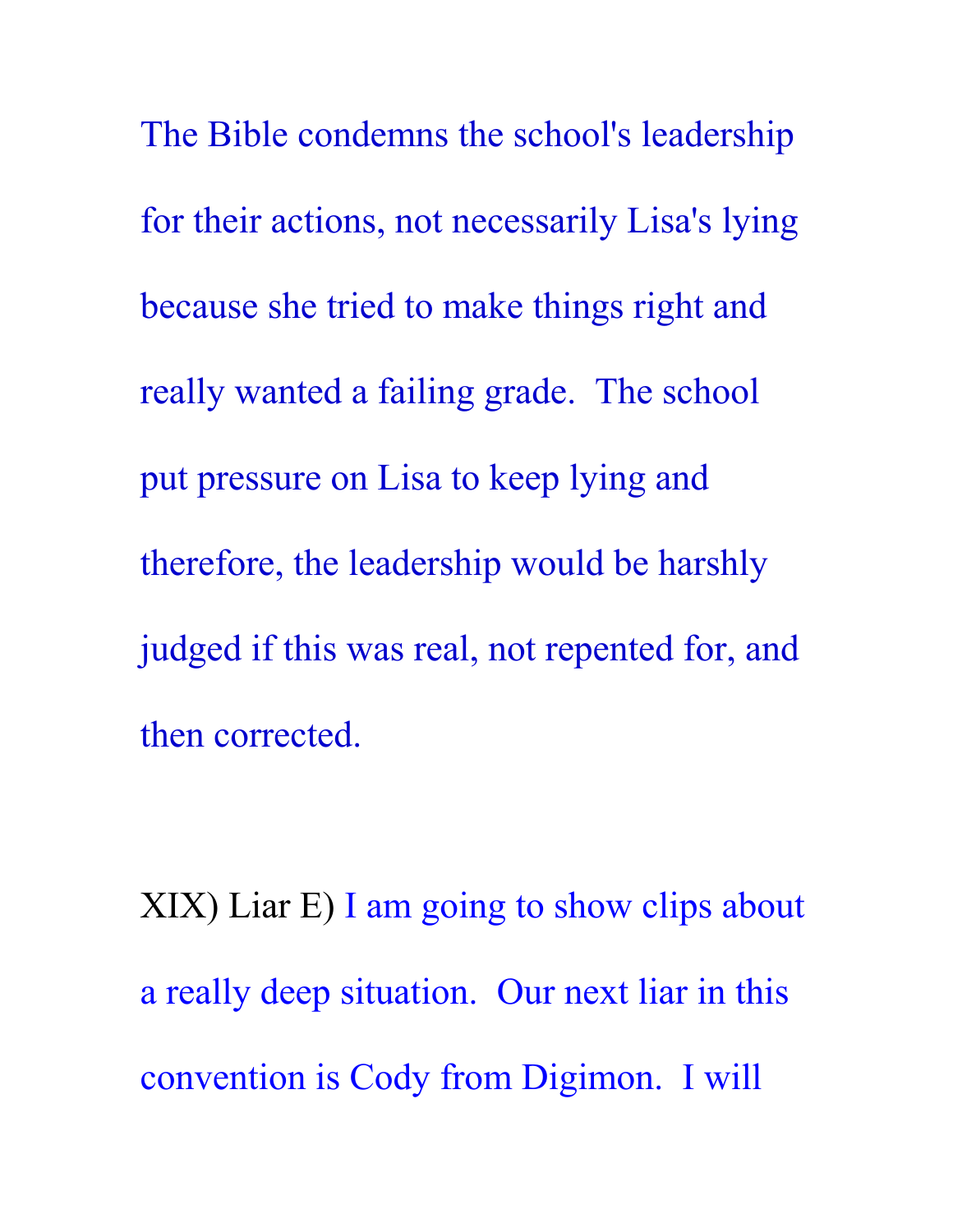The Bible condemns the school's leadership for their actions, not necessarily Lisa's lying because she tried to make things right and really wanted a failing grade. The school put pressure on Lisa to keep lying and therefore, the leadership would be harshly judged if this was real, not repented for, and then corrected.

XIX) Liar E) I am going to show clips about a really deep situation. Our next liar in this convention is Cody from Digimon. I will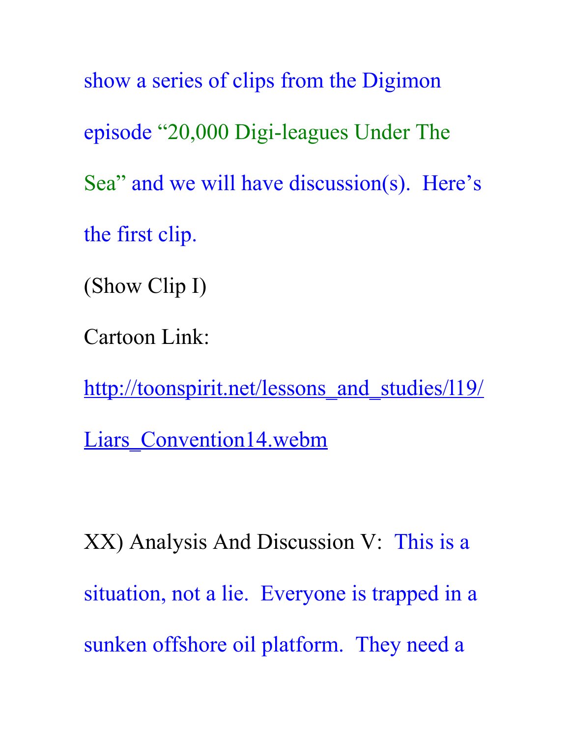show a series of clips from the Digimon episode "20,000 Digi-leagues Under The Sea" and we will have discussion(s). Here's the first clip.

(Show Clip I)

Cartoon Link:

http://toonspirit.net/lessons_and_studies/l19/Liars_Convention14.webm

XX) Analysis And Discussion V: This is a situation, not a lie. Everyone is trapped in a sunken offshore oil platform. They need a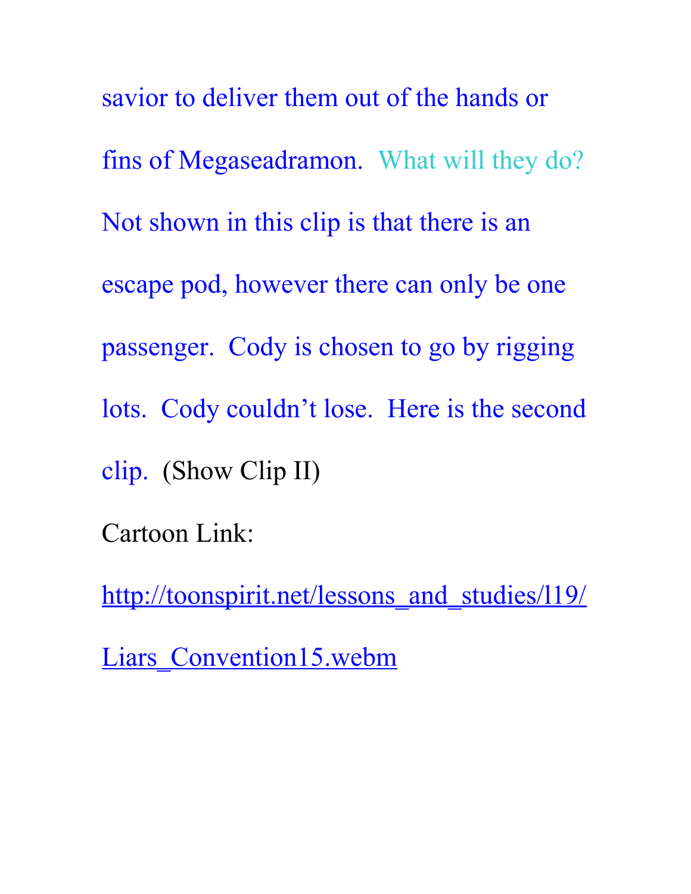savior to deliver them out of the hands or fins of Megaseadramon. What will they do? Not shown in this clip is that there is an escape pod, however there can only be one passenger. Cody is chosen to go by rigging lots. Cody couldn't lose. Here is the second clip. (Show Clip II)

Cartoon Link:

http://toonspirit.net/lessons_and_studies/l19/Liars_Convention15.webm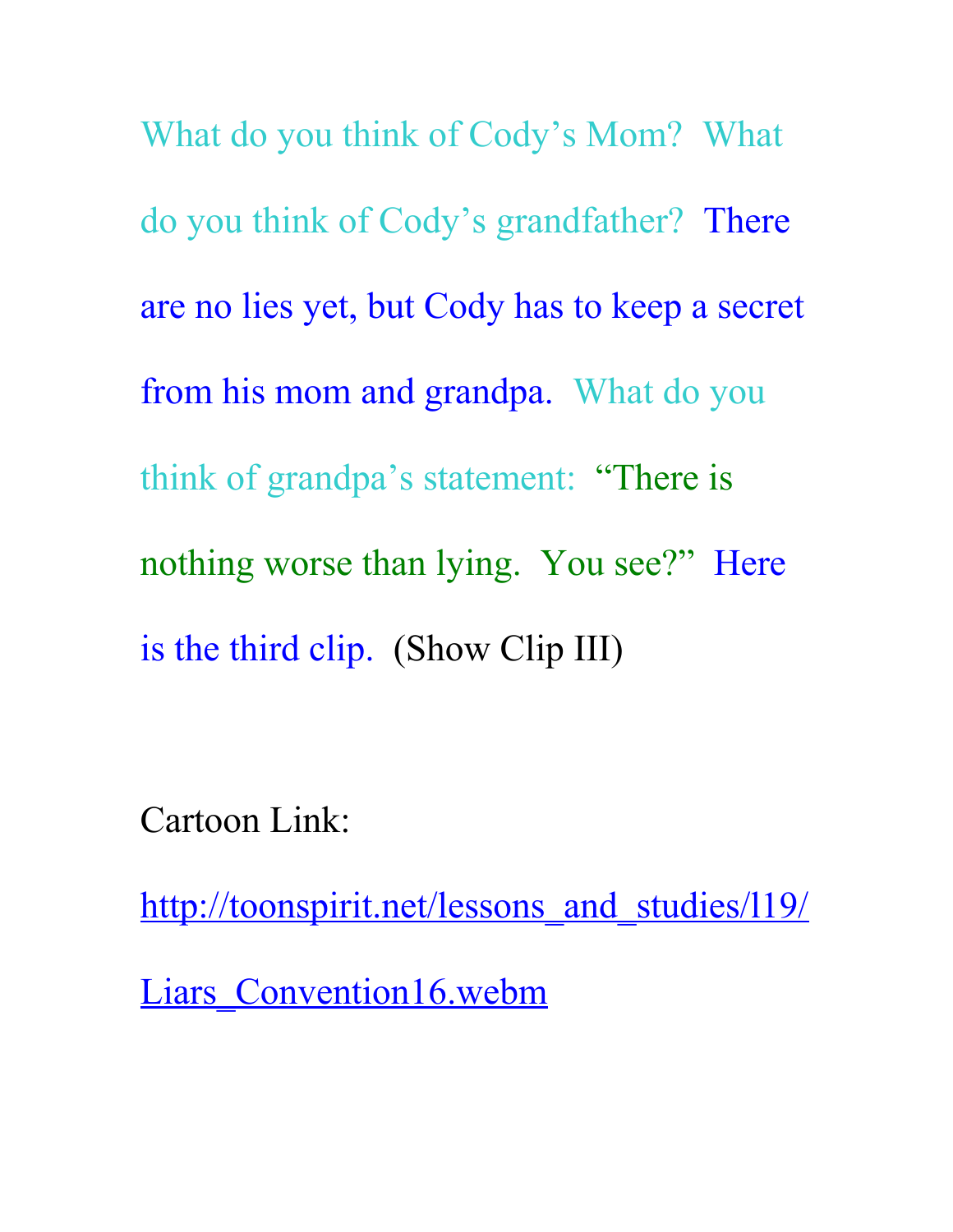What do you think of Cody's Mom? What do you think of Cody's grandfather? There are no lies yet, but Cody has to keep a secret from his mom and grandpa. What do you think of grandpa's statement: "There is nothing worse than lying. You see?" Here is the third clip. (Show Clip III)

Cartoon Link:

http://toonspirit.net/lessons_and_studies/l19/Liars_Convention16.webm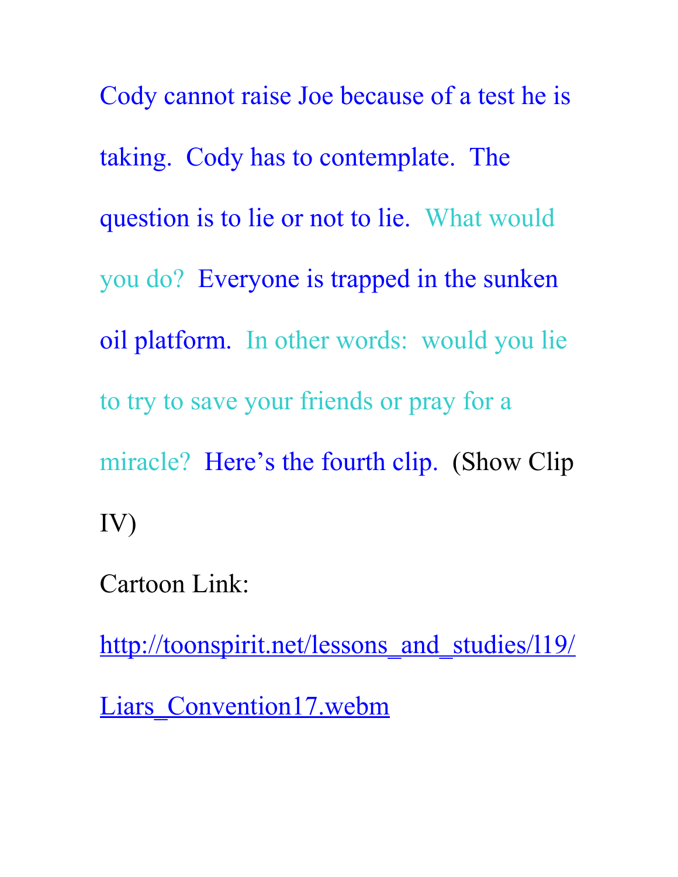Cody cannot raise Joe because of a test he is taking. Cody has to contemplate. The question is to lie or not to lie. What would you do? Everyone is trapped in the sunken oil platform. In other words: would you lie to try to save your friends or pray for a miracle? Here's the fourth clip. (Show Clip IV)

Cartoon Link:

[http://toonspirit.net/lessons_and_studies/l19/Liars_Convention17.webm](http://toonspirit.net/lessons_and_studies/l19/Liars_Convention17.webm)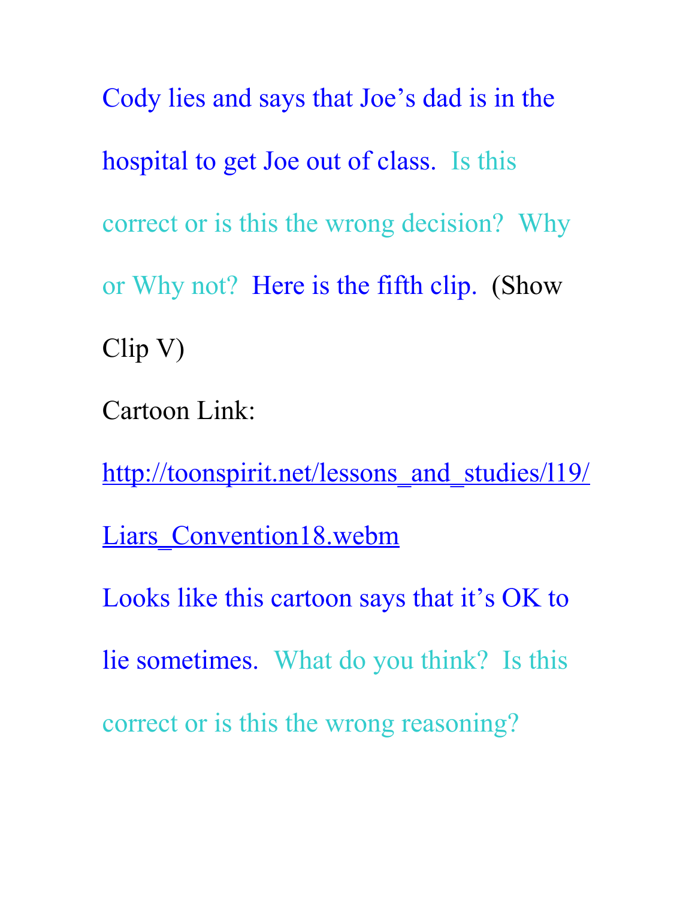Cody lies and says that Joe's dad is in the hospital to get Joe out of class. Is this correct or is this the wrong decision? Why or Why not? Here is the fifth clip. (Show Clip V)

Cartoon Link:

[http://toonspirit.net/lessons_and_studies/l19/Liars_Convention18.webm](http://toonspirit.net/lessons_and_studies/l19/Liars_Convention18.webm)

Looks like this cartoon says that it's OK to lie sometimes. What do you think? Is this correct or is this the wrong reasoning?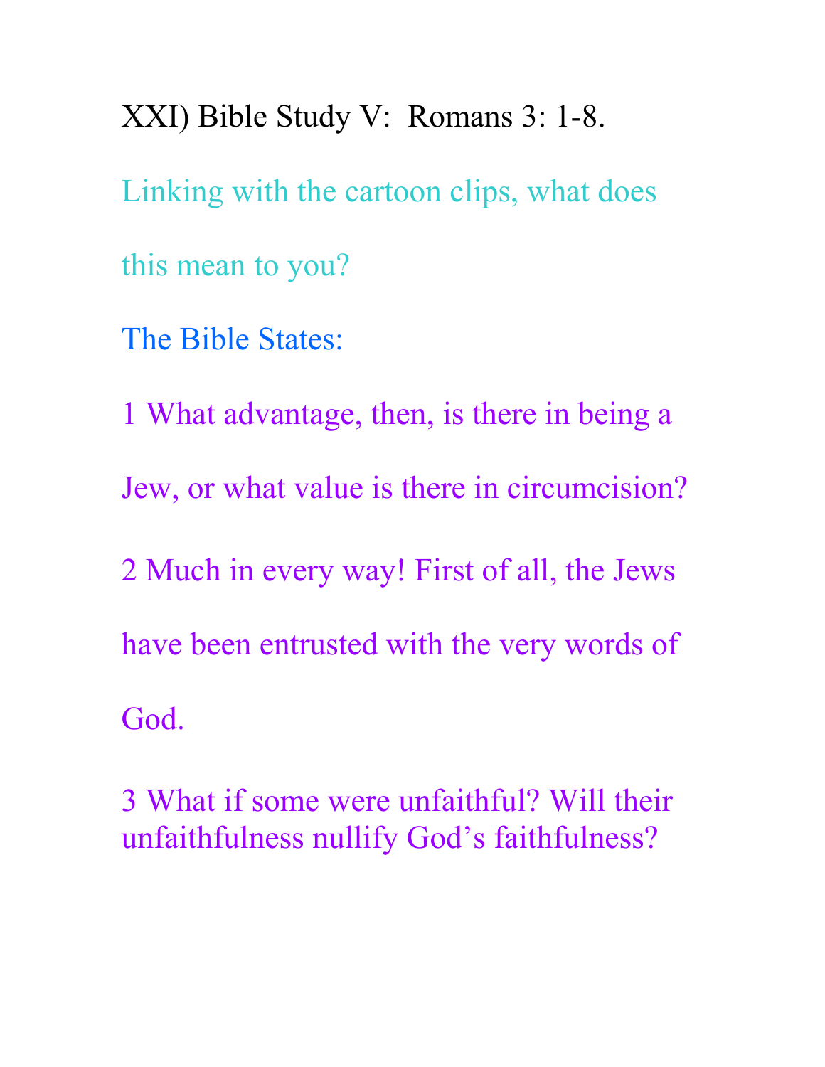XXI) Bible Study V: Romans 3: 1-8.

Linking with the cartoon clips, what does this mean to you?

The Bible States:

1 What advantage, then, is there in being a Jew, or what value is there in circumcision?

2 Much in every way! First of all, the Jews have been entrusted with the very words of God.

3 What if some were unfaithful? Will their unfaithfulness nullify God's faithfulness?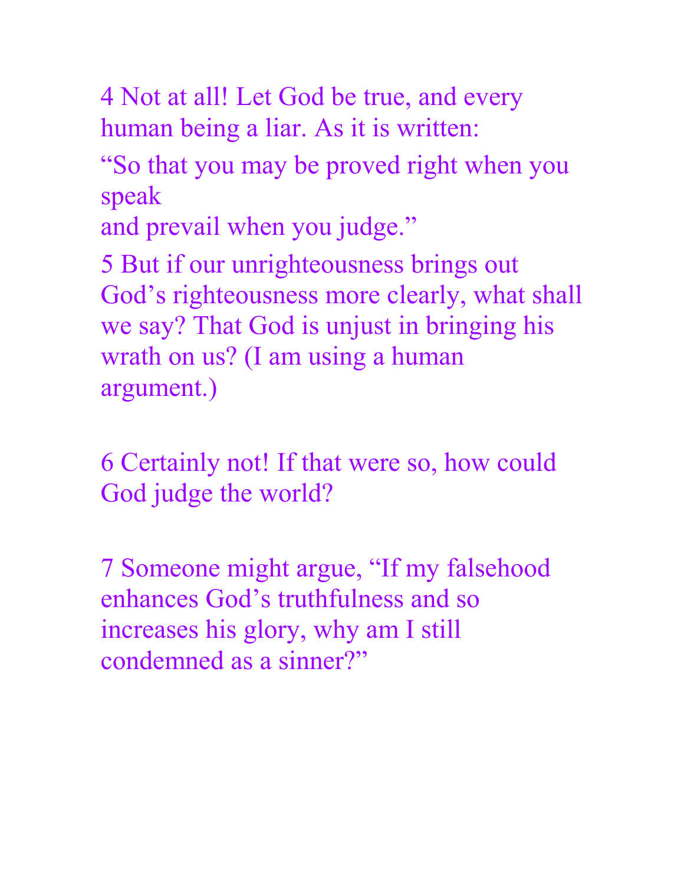4 Not at all! Let God be true, and every human being a liar. As it is written:

"So that you may be proved right when you speak
and prevail when you judge."

5 But if our unrighteousness brings out God's righteousness more clearly, what shall we say? That God is unjust in bringing his wrath on us? (I am using a human argument.)

6 Certainly not! If that were so, how could God judge the world?

7 Someone might argue, "If my falsehood enhances God's truthfulness and so increases his glory, why am I still condemned as a sinner?"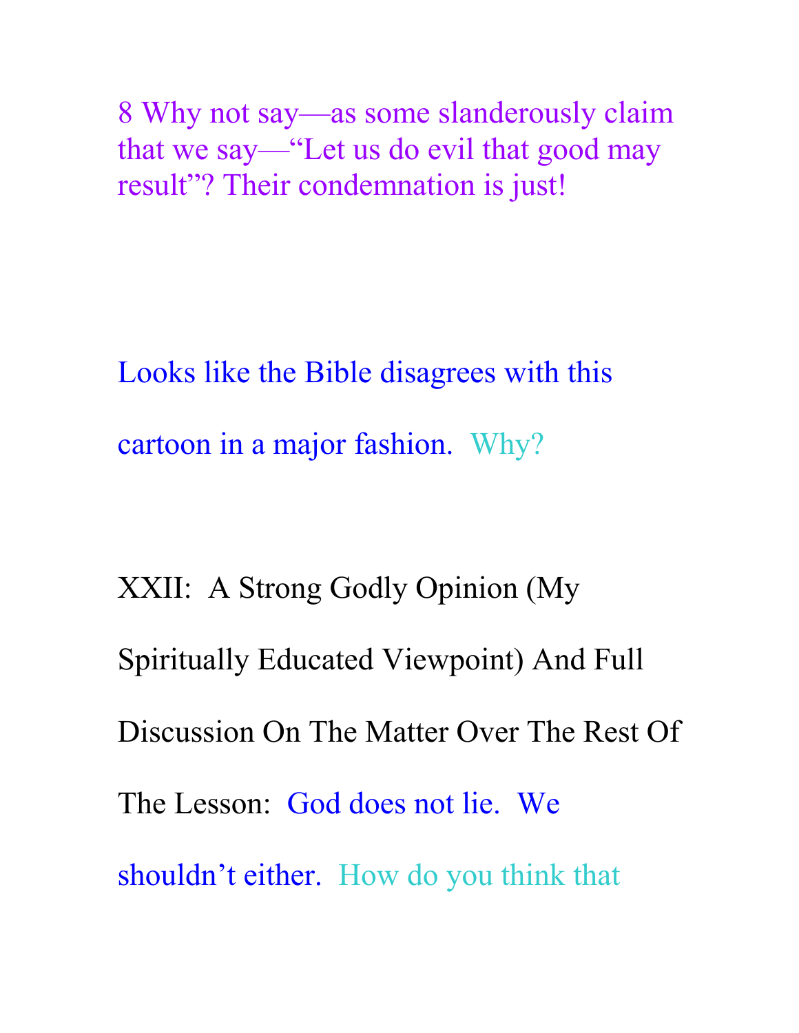8 Why not say—as some slanderously claim that we say—“Let us do evil that good may result”? Their condemnation is just!

Looks like the Bible disagrees with this cartoon in a major fashion. Why?

XXII: A Strong Godly Opinion (My Spiritually Educated Viewpoint) And Full Discussion On The Matter Over The Rest Of The Lesson: God does not lie. We shouldn’t either. How do you think that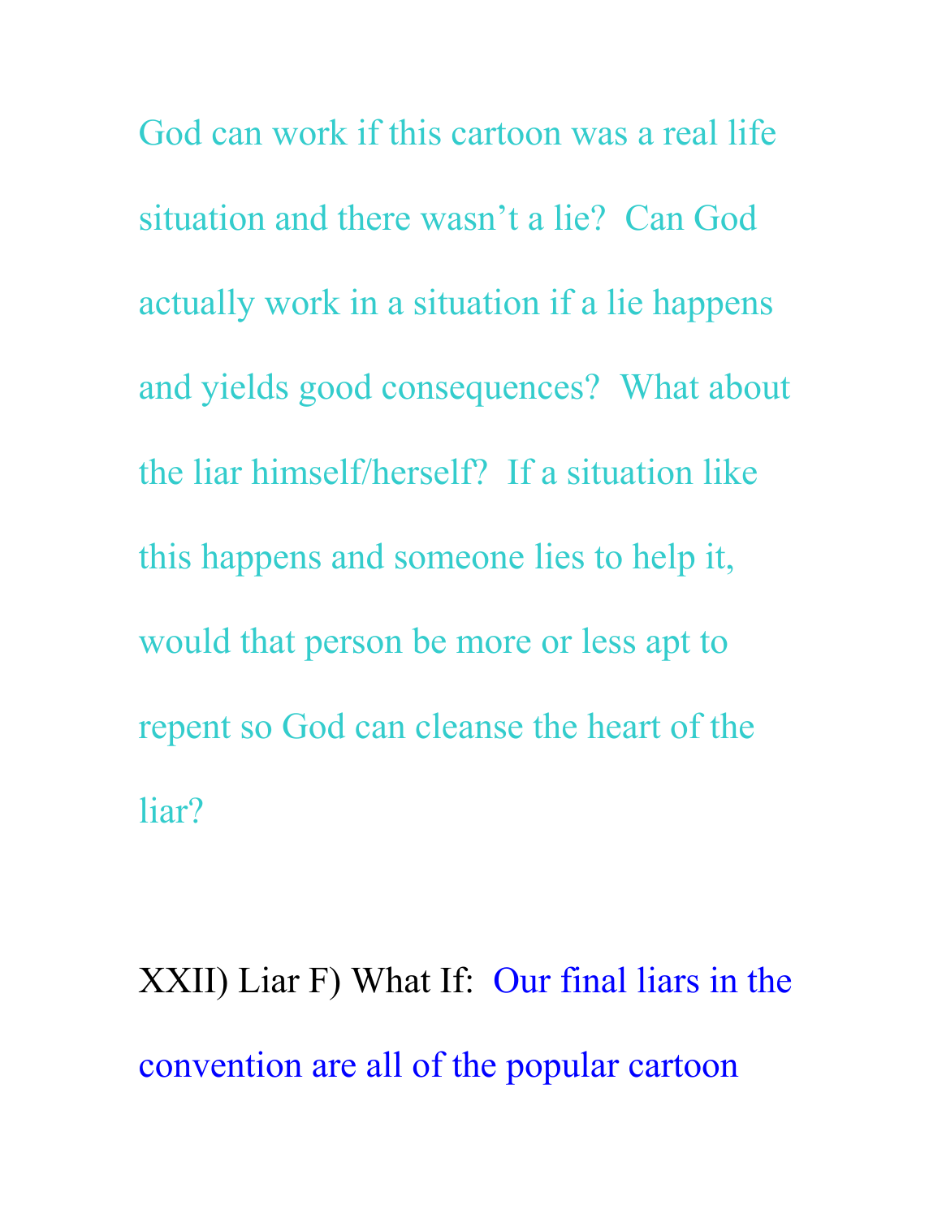God can work if this cartoon was a real life situation and there wasn't a lie? Can God actually work in a situation if a lie happens and yields good consequences? What about the liar himself/herself? If a situation like this happens and someone lies to help it, would that person be more or less apt to repent so God can cleanse the heart of the liar?

XXII) Liar F) What If: Our final liars in the convention are all of the popular cartoon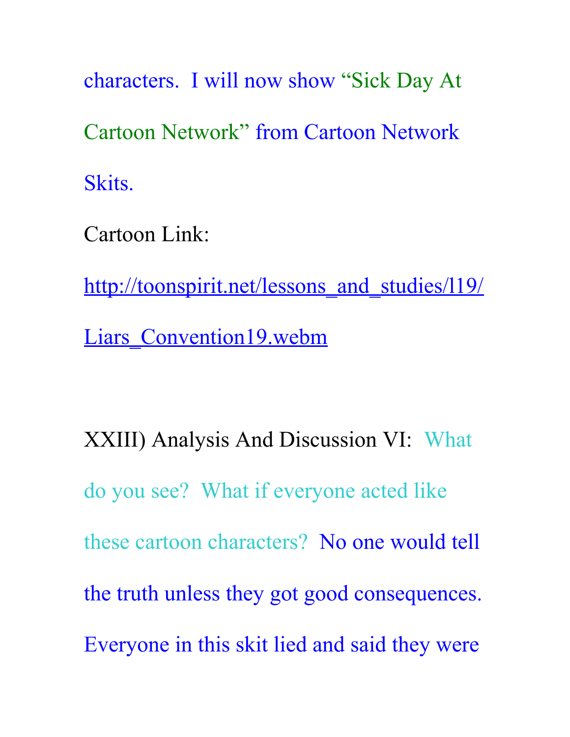characters.  I will now show "Sick Day At Cartoon Network" from Cartoon Network Skits.

Cartoon Link:

http://toonspirit.net/lessons_and_studies/l19/Liars_Convention19.webm

XXIII) Analysis And Discussion VI:  What do you see?  What if everyone acted like these cartoon characters?  No one would tell the truth unless they got good consequences. Everyone in this skit lied and said they were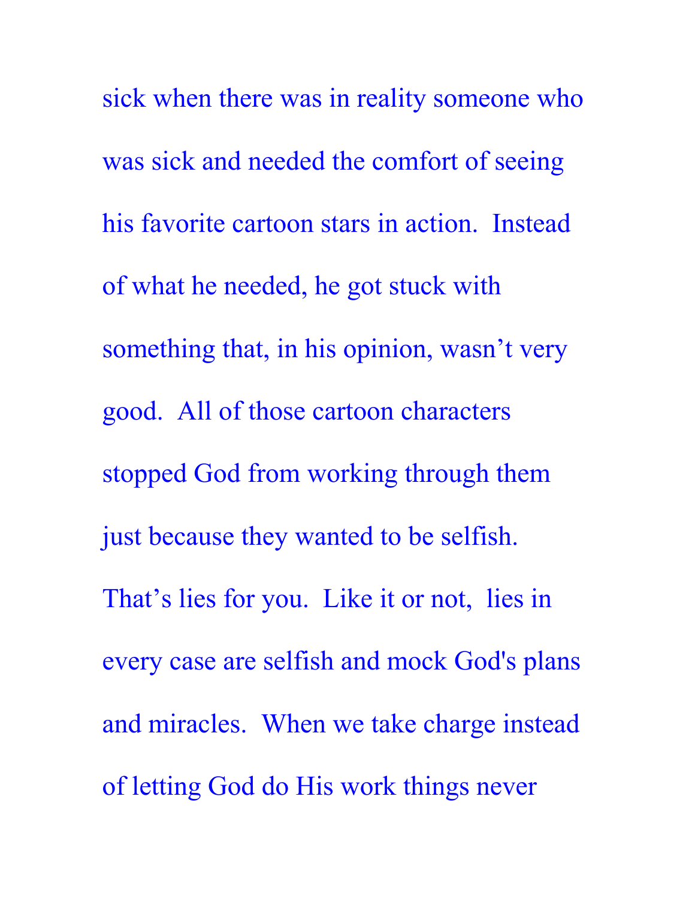sick when there was in reality someone who was sick and needed the comfort of seeing his favorite cartoon stars in action. Instead of what he needed, he got stuck with something that, in his opinion, wasn't very good. All of those cartoon characters stopped God from working through them just because they wanted to be selfish. That's lies for you. Like it or not, lies in every case are selfish and mock God's plans and miracles. When we take charge instead of letting God do His work things never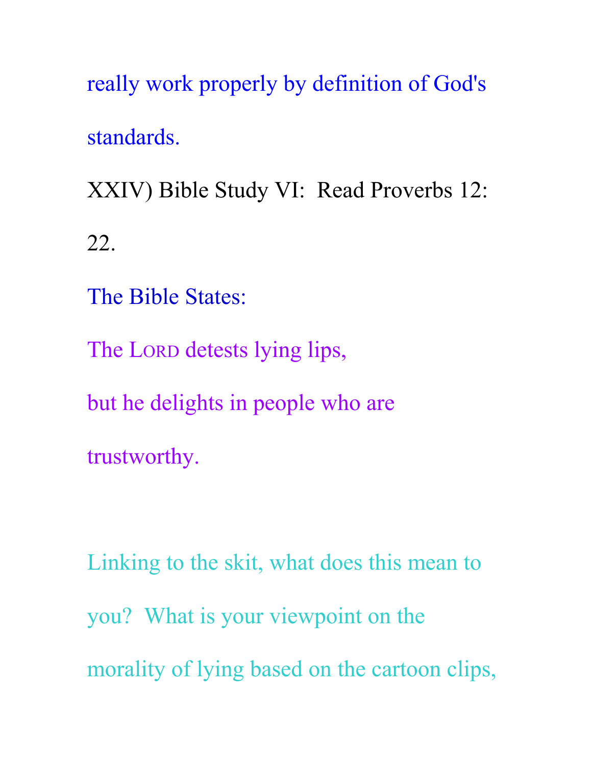really work properly by definition of God's standards.

XXIV) Bible Study VI: Read Proverbs 12: 22.

The Bible States:

The LORD detests lying lips,

but he delights in people who are trustworthy.

Linking to the skit, what does this mean to you? What is your viewpoint on the morality of lying based on the cartoon clips,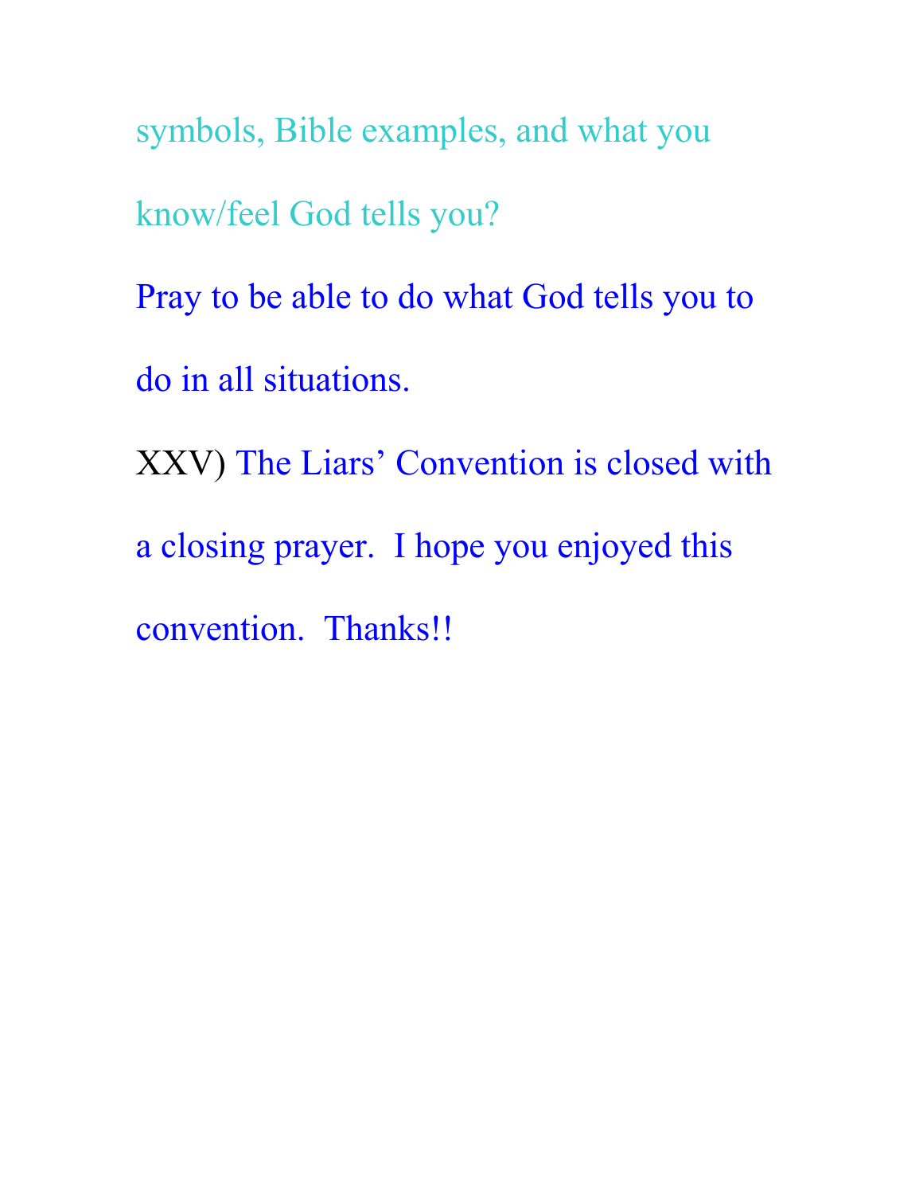symbols, Bible examples, and what you know/feel God tells you?

Pray to be able to do what God tells you to do in all situations.

XXV) The Liars' Convention is closed with a closing prayer. I hope you enjoyed this convention. Thanks!!